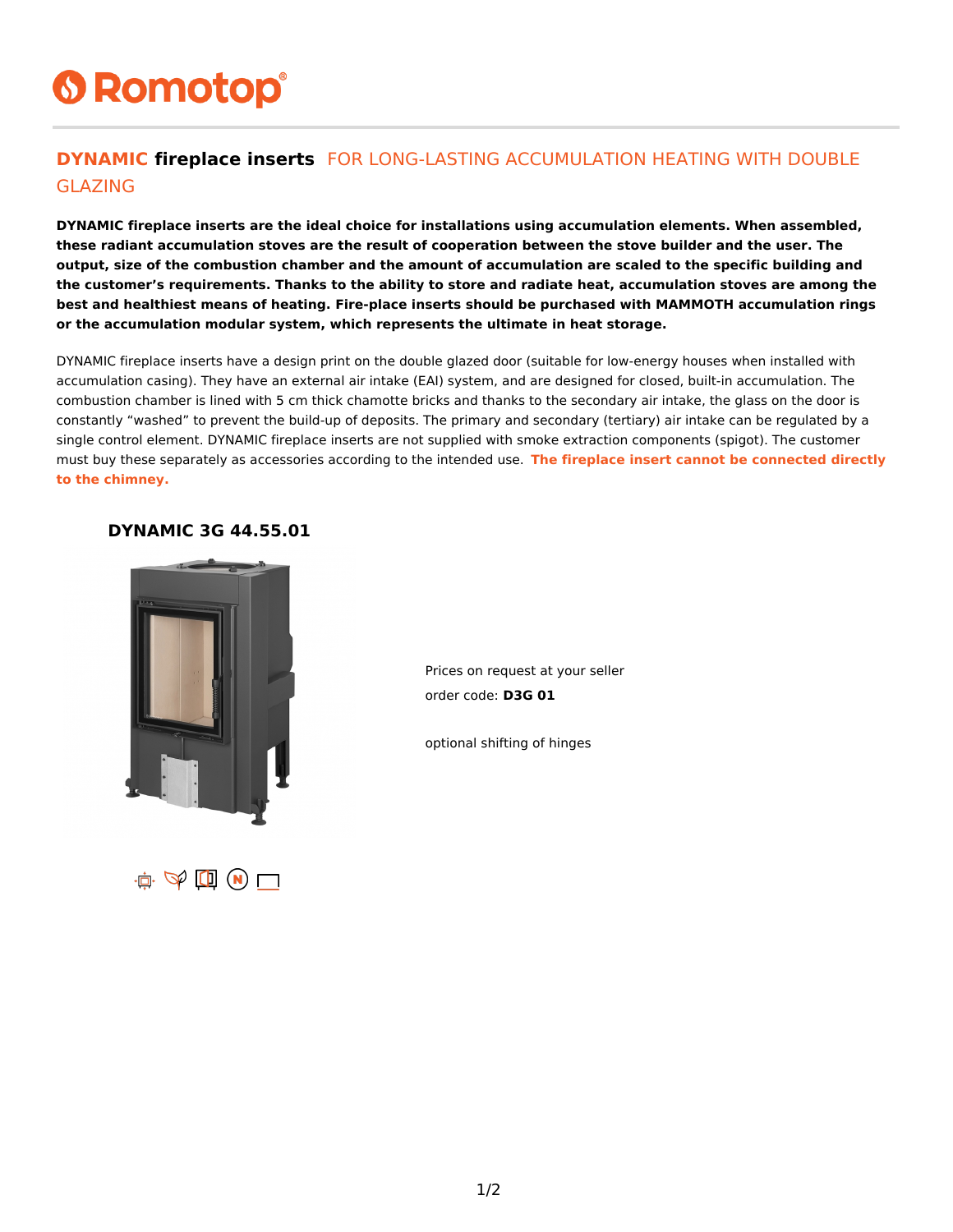Romotop®

## DYNAMIC fireplace inserts FOR LONG-LASTING ACCUMULATION HEATING WITH DOUBLE GLAZING

**DYNAMIC fireplace inserts are the ideal choice for installations using accumulation elements. When assembled, these radiant accumulation stoves are the result of cooperation between the stove builder and the user. The output, size of the combustion chamber and the amount of accumulation are scaled to the specific building and the customer's requirements. Thanks to the ability to store and radiate heat, accumulation stoves are among the best and healthiest means of heating. Fire-place inserts should be purchased with MAMMOTH accumulation rings or the accumulation modular system, which represents the ultimate in heat storage.**

DYNAMIC fireplace inserts have a design print on the double glazed door (suitable for low-energy houses when installed with accumulation casing). They have an external air intake (EAI) system, and are designed for closed, built-in accumulation. The combustion chamber is lined with 5 cm thick chamotte bricks and thanks to the secondary air intake, the glass on the door is constantly "washed" to prevent the build-up of deposits. The primary and secondary (tertiary) air intake can be regulated by a single control element. DYNAMIC fireplace inserts are not supplied with smoke extraction components (spigot). The customer must buy these separately as accessories according to the intended use. **The fireplace insert cannot be connected directly to the chimney.**

### DYNAMIC 3G 44.55.01

Prices on request at your seller

order code: **D3G 01**

optional shifting of hinges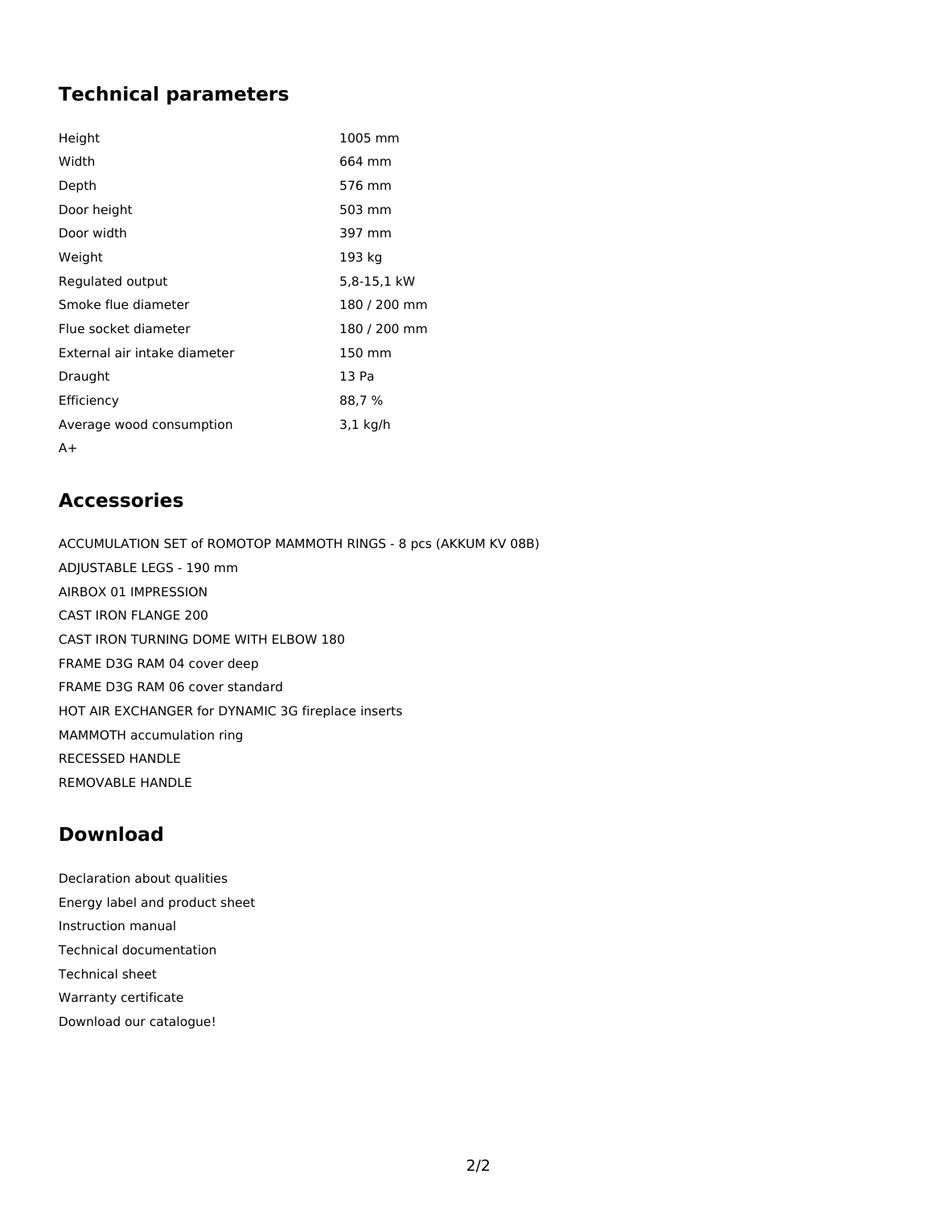## Technical parameters

| | |
|---|---|
| Height | 1005 mm |
| Width | 664 mm |
| Depth | 576 mm |
| Door height | 503 mm |
| Door width | 397 mm |
| Weight | 193 kg |
| Regulated output | 5,8-15,1 kW |
| Smoke flue diameter | 180 / 200 mm |
| Flue socket diameter | 180 / 200 mm |
| External air intake diameter | 150 mm |
| Draught | 13 Pa |
| Efficiency | 88,7 % |
| Average wood consumption | 3,1 kg/h |
| A+ | |

## Accessories

ACCUMULATION SET of ROMOTOP MAMMOTH RINGS - 8 pcs (AKKUM KV 08B)
ADJUSTABLE LEGS - 190 mm
AIRBOX 01 IMPRESSION
CAST IRON FLANGE 200
CAST IRON TURNING DOME WITH ELBOW 180
FRAME D3G RAM 04 cover deep
FRAME D3G RAM 06 cover standard
HOT AIR EXCHANGER for DYNAMIC 3G fireplace inserts
MAMMOTH accumulation ring
RECESSED HANDLE
REMOVABLE HANDLE

## Download

Declaration about qualities
Energy label and product sheet
Instruction manual
Technical documentation
Technical sheet
Warranty certificate
Download our catalogue!